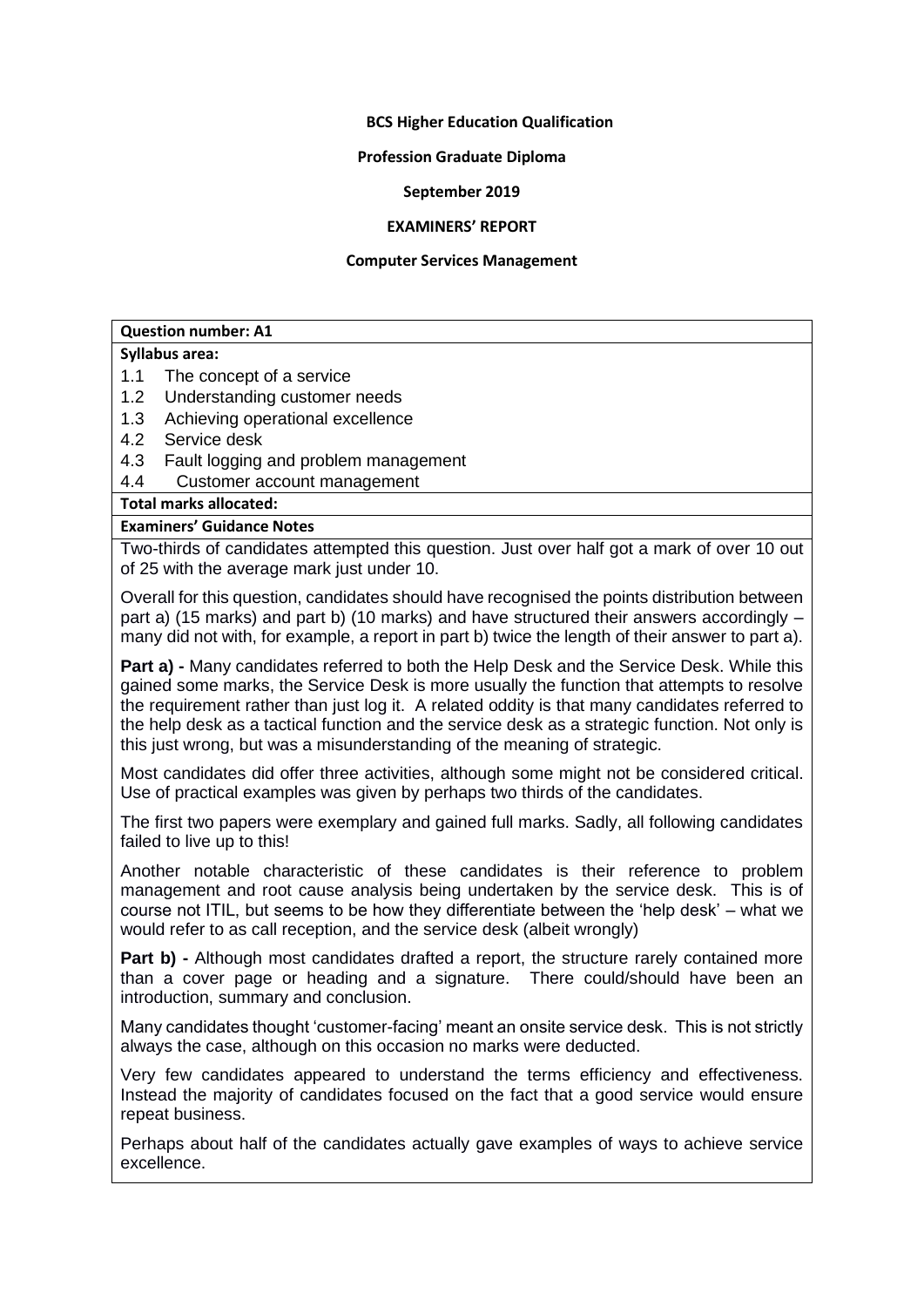**BCS Higher Education Qualification**

**Profession Graduate Diploma**

**September 2019**

**EXAMINERS' REPORT**

**Computer Services Management**

**Question number: A1**

**Syllabus area:**

- 1.1 The concept of a service
- 1.2 Understanding customer needs
- 1.3 Achieving operational excellence
- 4.2 Service desk
- 4.3 Fault logging and problem management
- 4.4 Customer account management

**Total marks allocated:**

**Examiners' Guidance Notes**

Two-thirds of candidates attempted this question. Just over half got a mark of over 10 out of 25 with the average mark just under 10.

Overall for this question, candidates should have recognised the points distribution between part a) (15 marks) and part b) (10 marks) and have structured their answers accordingly – many did not with, for example, a report in part b) twice the length of their answer to part a).

**Part a) -** Many candidates referred to both the Help Desk and the Service Desk. While this gained some marks, the Service Desk is more usually the function that attempts to resolve the requirement rather than just log it. A related oddity is that many candidates referred to the help desk as a tactical function and the service desk as a strategic function. Not only is this just wrong, but was a misunderstanding of the meaning of strategic.

Most candidates did offer three activities, although some might not be considered critical. Use of practical examples was given by perhaps two thirds of the candidates.

The first two papers were exemplary and gained full marks. Sadly, all following candidates failed to live up to this!

Another notable characteristic of these candidates is their reference to problem management and root cause analysis being undertaken by the service desk. This is of course not ITIL, but seems to be how they differentiate between the 'help desk' – what we would refer to as call reception, and the service desk (albeit wrongly)

**Part b) -** Although most candidates drafted a report, the structure rarely contained more than a cover page or heading and a signature. There could/should have been an introduction, summary and conclusion.

Many candidates thought 'customer-facing' meant an onsite service desk. This is not strictly always the case, although on this occasion no marks were deducted.

Very few candidates appeared to understand the terms efficiency and effectiveness. Instead the majority of candidates focused on the fact that a good service would ensure repeat business.

Perhaps about half of the candidates actually gave examples of ways to achieve service excellence.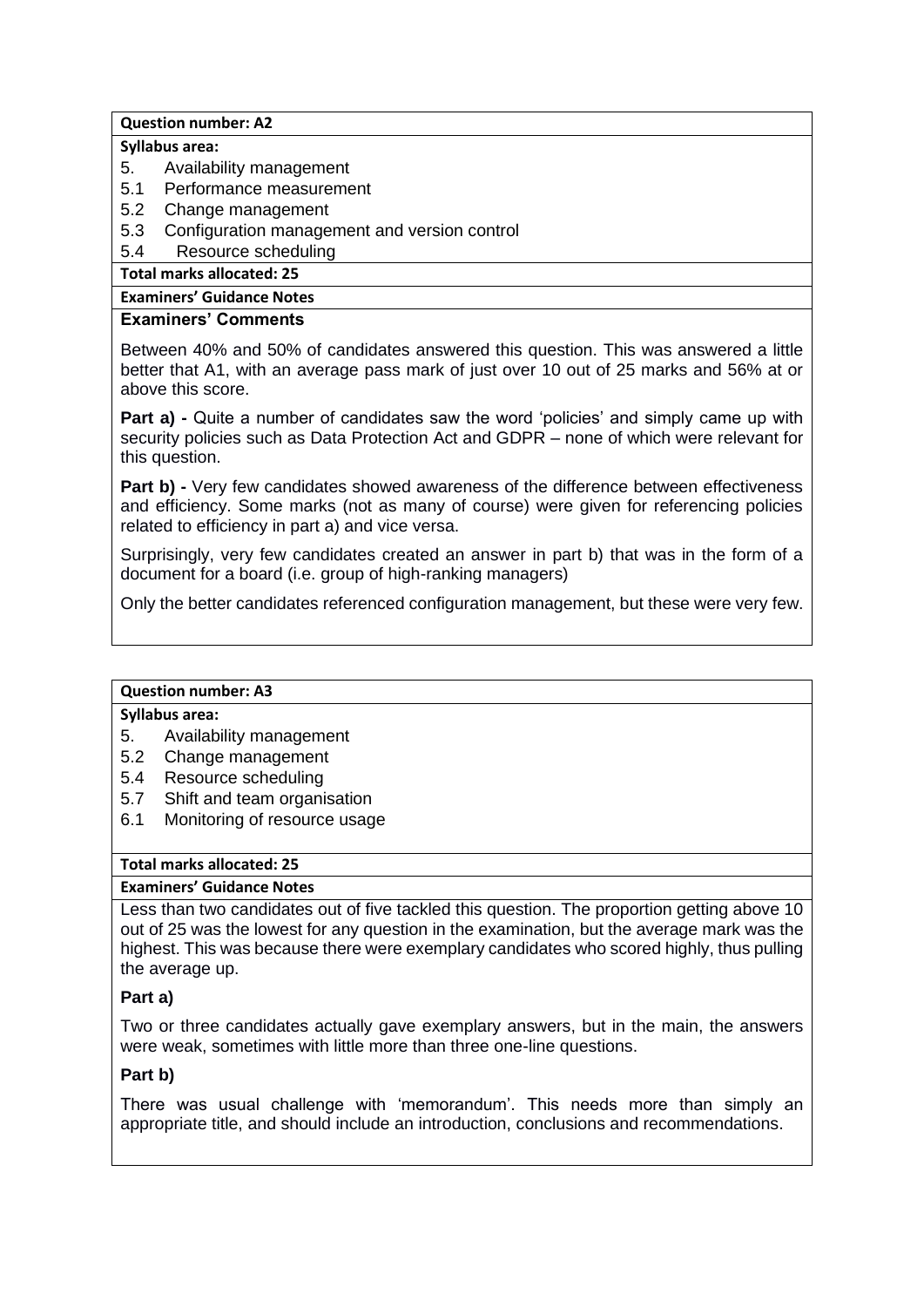**Question number: A2**

**Syllabus area:**

5. Availability management
5.1 Performance measurement
5.2 Change management
5.3 Configuration management and version control
5.4 Resource scheduling

**Total marks allocated: 25**

**Examiners' Guidance Notes**

**Examiners' Comments**

Between 40% and 50% of candidates answered this question. This was answered a little better that A1, with an average pass mark of just over 10 out of 25 marks and 56% at or above this score.

**Part a) -** Quite a number of candidates saw the word 'policies' and simply came up with security policies such as Data Protection Act and GDPR – none of which were relevant for this question.

**Part b) -** Very few candidates showed awareness of the difference between effectiveness and efficiency. Some marks (not as many of course) were given for referencing policies related to efficiency in part a) and vice versa.

Surprisingly, very few candidates created an answer in part b) that was in the form of a document for a board (i.e. group of high-ranking managers)

Only the better candidates referenced configuration management, but these were very few.

**Question number: A3**

**Syllabus area:**

5. Availability management
5.2 Change management
5.4 Resource scheduling
5.7 Shift and team organisation
6.1 Monitoring of resource usage

**Total marks allocated: 25**

**Examiners' Guidance Notes**

Less than two candidates out of five tackled this question. The proportion getting above 10 out of 25 was the lowest for any question in the examination, but the average mark was the highest. This was because there were exemplary candidates who scored highly, thus pulling the average up.

**Part a)**

Two or three candidates actually gave exemplary answers, but in the main, the answers were weak, sometimes with little more than three one-line questions.

**Part b)**

There was usual challenge with 'memorandum'. This needs more than simply an appropriate title, and should include an introduction, conclusions and recommendations.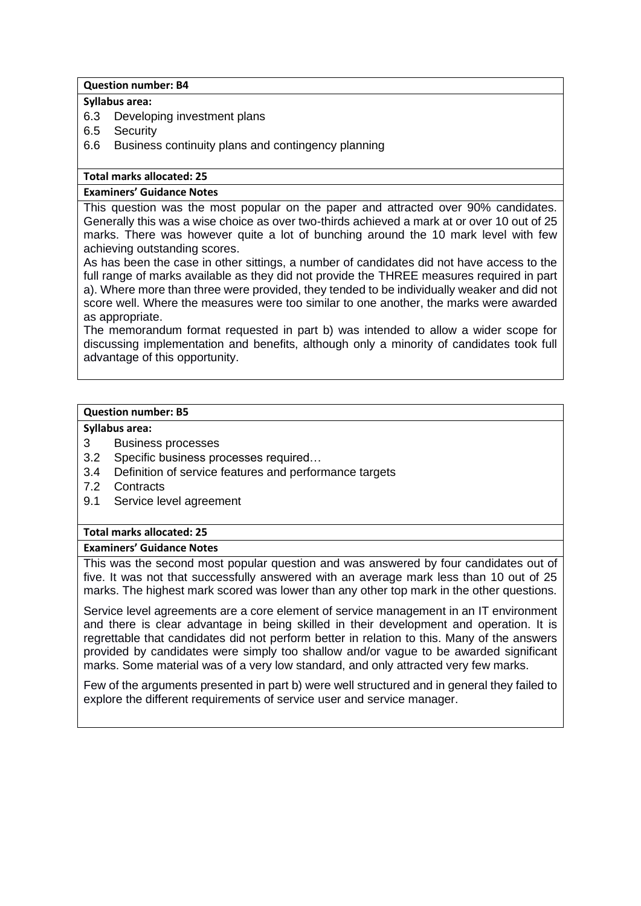**Question number: B4**

**Syllabus area:**

6.3 Developing investment plans
6.5 Security
6.6 Business continuity plans and contingency planning

**Total marks allocated: 25**

**Examiners' Guidance Notes**

This question was the most popular on the paper and attracted over 90% candidates. Generally this was a wise choice as over two-thirds achieved a mark at or over 10 out of 25 marks. There was however quite a lot of bunching around the 10 mark level with few achieving outstanding scores.

As has been the case in other sittings, a number of candidates did not have access to the full range of marks available as they did not provide the THREE measures required in part a). Where more than three were provided, they tended to be individually weaker and did not score well. Where the measures were too similar to one another, the marks were awarded as appropriate.

The memorandum format requested in part b) was intended to allow a wider scope for discussing implementation and benefits, although only a minority of candidates took full advantage of this opportunity.

**Question number: B5**

**Syllabus area:**

3 Business processes
3.2 Specific business processes required…
3.4 Definition of service features and performance targets
7.2 Contracts
9.1 Service level agreement

**Total marks allocated: 25**

**Examiners' Guidance Notes**

This was the second most popular question and was answered by four candidates out of five. It was not that successfully answered with an average mark less than 10 out of 25 marks. The highest mark scored was lower than any other top mark in the other questions.

Service level agreements are a core element of service management in an IT environment and there is clear advantage in being skilled in their development and operation. It is regrettable that candidates did not perform better in relation to this. Many of the answers provided by candidates were simply too shallow and/or vague to be awarded significant marks. Some material was of a very low standard, and only attracted very few marks.

Few of the arguments presented in part b) were well structured and in general they failed to explore the different requirements of service user and service manager.